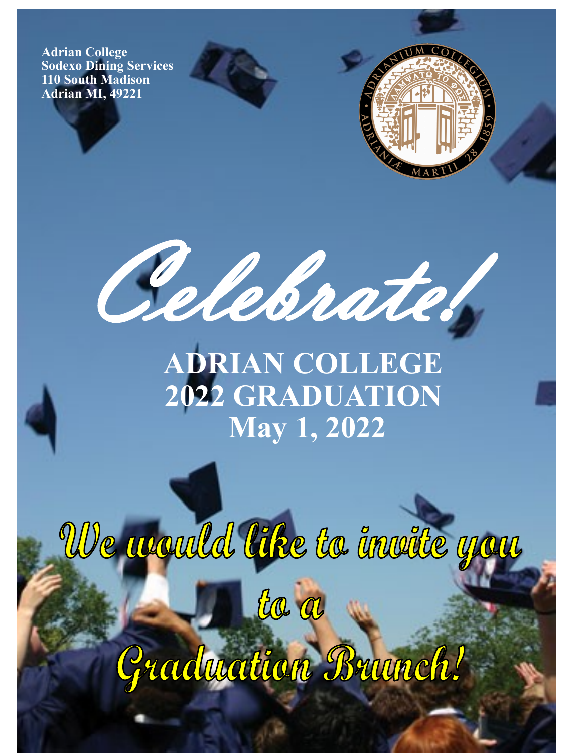**Adrian College**
**Sodexo Dining Services**
**110 South Madison**
**Adrian MI, 49221**

# *Celebrate!*

## ADRIAN COLLEGE
## 2022 GRADUATION
## May 1, 2022

## *We would like to invite you to a Graduation Brunch!*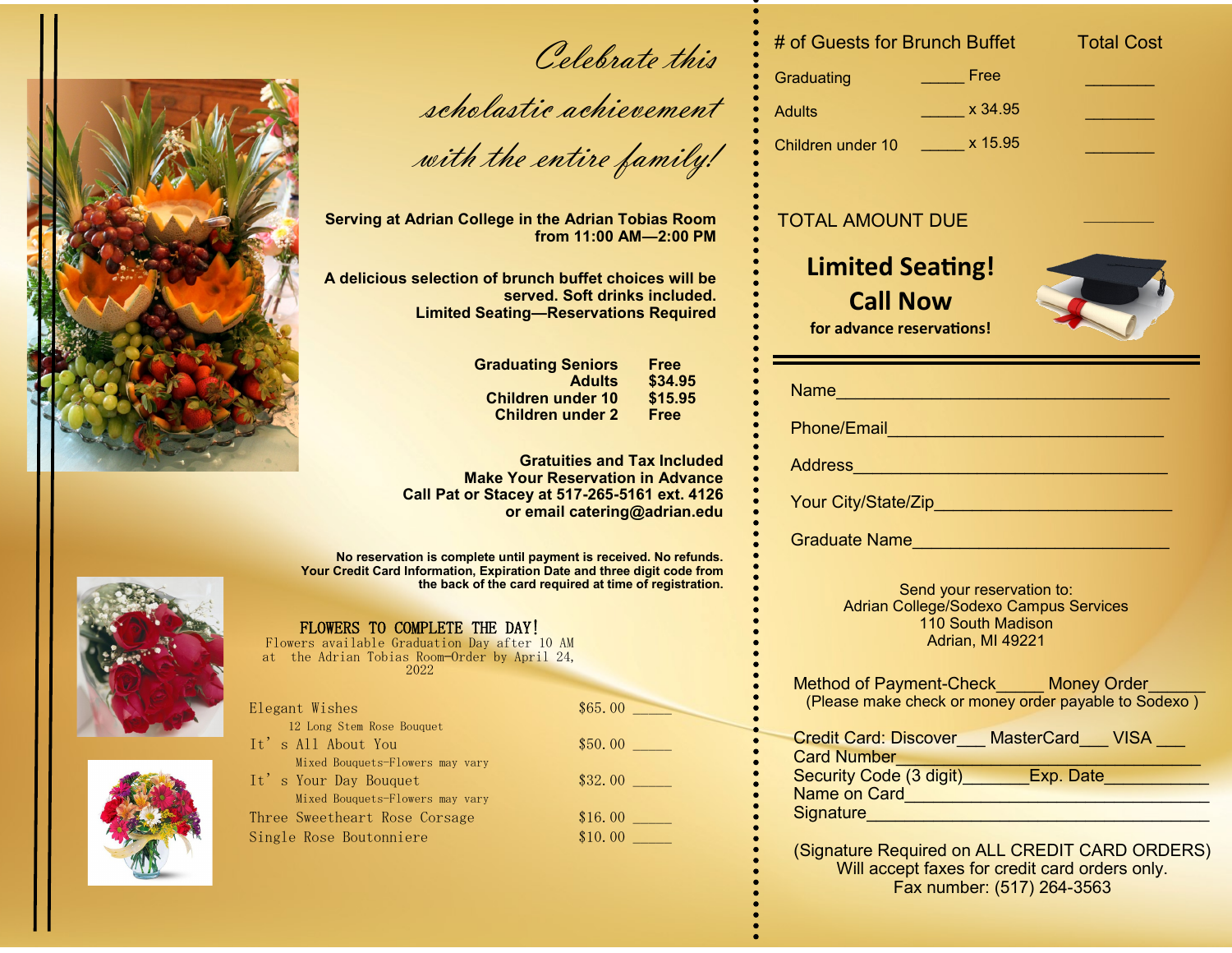*Celebrate this scholastic achievement with the entire family!*

**Serving at Adrian College in the Adrian Tobias Room from 11:00 AM—2:00 PM**

**A delicious selection of brunch buffet choices will be served. Soft drinks included. Limited Seating—Reservations Required**

| | |
|---|---|
| **Graduating Seniors** | **Free** |
| **Adults** | **$34.95** |
| **Children under 10** | **$15.95** |
| **Children under 2** | **Free** |

**Gratuities and Tax Included**
**Make Your Reservation in Advance**
**Call Pat or Stacey at 517-265-5161 ext. 4126 or email catering@adrian.edu**

**No reservation is complete until payment is received. No refunds. Your Credit Card Information, Expiration Date and three digit code from the back of the card required at time of registration.**

## FLOWERS TO COMPLETE THE DAY!

Flowers available Graduation Day after 10 AM at the Adrian Tobias Room-Order by April 24, 2022

| | | |
|---|---|---|
| Elegant Wishes<br>12 Long Stem Rose Bouquet | $65.00 | _____ |
| It's All About You<br>Mixed Bouquets-Flowers may vary | $50.00 | _____ |
| It's Your Day Bouquet<br>Mixed Bouquets-Flowers may vary | $32.00 | _____ |
| Three Sweetheart Rose Corsage | $16.00 | _____ |
| Single Rose Boutonniere | $10.00 | _____ |

| # of Guests for Brunch Buffet | | Total Cost |
|---|---|---|
| Graduating | _____ Free | ________ |
| Adults | _____ x 34.95 | ________ |
| Children under 10 | _____ x 15.95 | ________ |

TOTAL AMOUNT DUE ________

## Limited Seating!
## Call Now
**for advance reservations!**

Name___________________________________

Phone/Email_____________________________

Address_________________________________

Your City/State/Zip________________________

Graduate Name___________________________

Send your reservation to:
Adrian College/Sodexo Campus Services
110 South Madison
Adrian, MI 49221

Method of Payment-Check_____ Money Order______
(Please make check or money order payable to Sodexo )

Credit Card: Discover___ MasterCard___ VISA ___
Card Number___________________________
Security Code (3 digit)_______Exp. Date__________
Name on Card___________________________
Signature_______________________________

(Signature Required on ALL CREDIT CARD ORDERS)
Will accept faxes for credit card orders only.
Fax number: (517) 264-3563